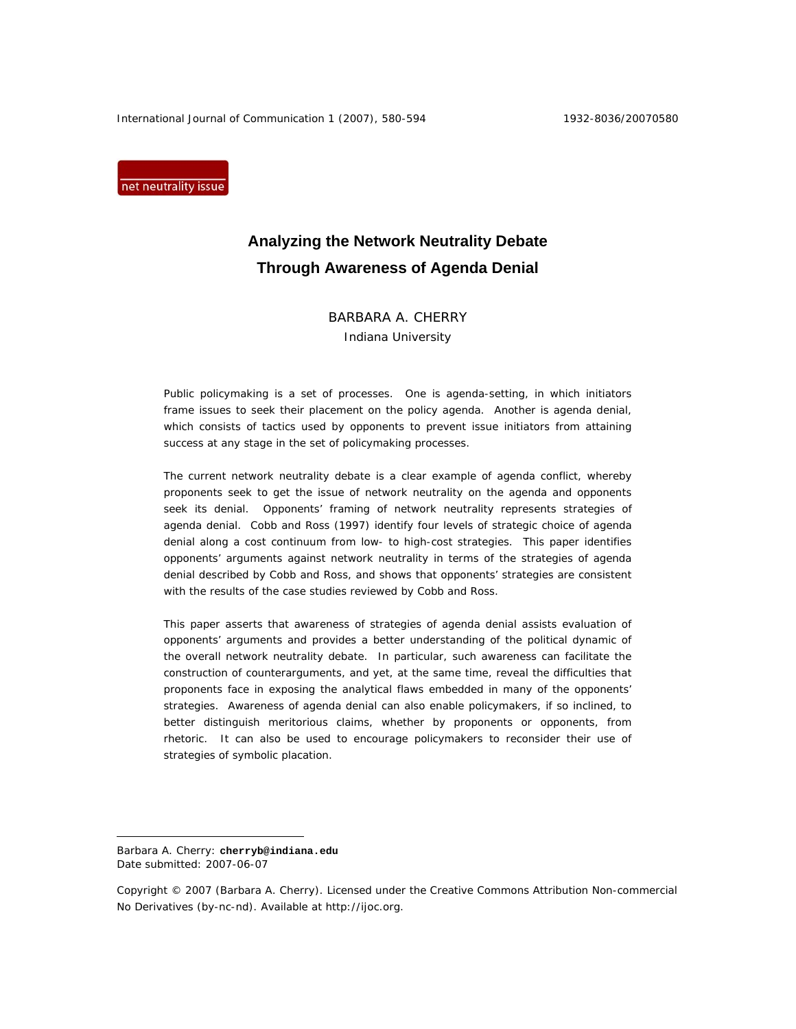net neutrality issue

# Analyzing the Network Neutrality Debate Through Awareness of Agenda Denial

BARBARA A. CHERRY
Indiana University

Public policymaking is a set of processes. One is agenda-setting, in which initiators frame issues to seek their placement on the policy agenda. Another is agenda denial, which consists of tactics used by opponents to prevent issue initiators from attaining success at any stage in the set of policymaking processes.

The current network neutrality debate is a clear example of agenda conflict, whereby proponents seek to get the issue of network neutrality on the agenda and opponents seek its denial. Opponents' framing of network neutrality represents strategies of agenda denial. Cobb and Ross (1997) identify four levels of strategic choice of agenda denial along a cost continuum from low- to high-cost strategies. This paper identifies opponents' arguments against network neutrality in terms of the strategies of agenda denial described by Cobb and Ross, and shows that opponents' strategies are consistent with the results of the case studies reviewed by Cobb and Ross.

This paper asserts that awareness of strategies of agenda denial assists evaluation of opponents' arguments and provides a better understanding of the political dynamic of the overall network neutrality debate. In particular, such awareness can facilitate the construction of counterarguments, and yet, at the same time, reveal the difficulties that proponents face in exposing the analytical flaws embedded in many of the opponents' strategies. Awareness of agenda denial can also enable policymakers, if so inclined, to better distinguish meritorious claims, whether by proponents or opponents, from rhetoric. It can also be used to encourage policymakers to reconsider their use of strategies of symbolic placation.

---

Barbara A. Cherry: **cherryb@indiana.edu**
Date submitted: 2007-06-07

Copyright © 2007 (Barbara A. Cherry). Licensed under the Creative Commons Attribution Non-commercial No Derivatives (by-nc-nd). Available at http://ijoc.org.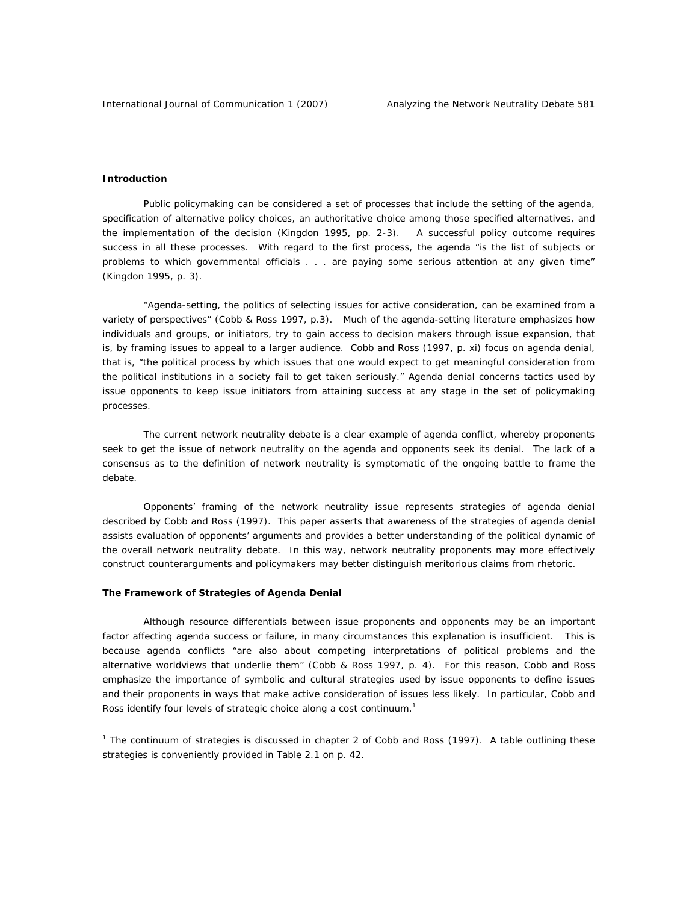**Introduction**

Public policymaking can be considered a set of processes that include the setting of the agenda, specification of alternative policy choices, an authoritative choice among those specified alternatives, and the implementation of the decision (Kingdon 1995, pp. 2-3). A successful policy outcome requires success in all these processes. With regard to the first process, the agenda "is the list of subjects or problems to which governmental officials . . . are paying some serious attention at any given time" (Kingdon 1995, p. 3).

"Agenda-setting, the politics of selecting issues for active consideration, can be examined from a variety of perspectives" (Cobb & Ross 1997, p.3). Much of the agenda-setting literature emphasizes how individuals and groups, or initiators, try to gain access to decision makers through issue expansion, that is, by framing issues to appeal to a larger audience. Cobb and Ross (1997, p. xi) focus on agenda denial, that is, "the political process by which issues that one would expect to get meaningful consideration from the political institutions in a society fail to get taken seriously." Agenda denial concerns tactics used by issue opponents to keep issue initiators from attaining success at any stage in the set of policymaking processes.

The current network neutrality debate is a clear example of agenda conflict, whereby proponents seek to get the issue of network neutrality on the agenda and opponents seek its denial. The lack of a consensus as to the definition of network neutrality is symptomatic of the ongoing battle to frame the debate.

Opponents' framing of the network neutrality issue represents strategies of agenda denial described by Cobb and Ross (1997). This paper asserts that awareness of the strategies of agenda denial assists evaluation of opponents' arguments and provides a better understanding of the political dynamic of the overall network neutrality debate. In this way, network neutrality proponents may more effectively construct counterarguments and policymakers may better distinguish meritorious claims from rhetoric.

**The Framework of Strategies of Agenda Denial**

Although resource differentials between issue proponents and opponents may be an important factor affecting agenda success or failure, in many circumstances this explanation is insufficient. This is because agenda conflicts "are also about competing interpretations of political problems and the alternative worldviews that underlie them" (Cobb & Ross 1997, p. 4). For this reason, Cobb and Ross emphasize the importance of symbolic and cultural strategies used by issue opponents to define issues and their proponents in ways that make active consideration of issues less likely. In particular, Cobb and Ross identify four levels of strategic choice along a cost continuum.[1]

[1] The continuum of strategies is discussed in chapter 2 of Cobb and Ross (1997). A table outlining these strategies is conveniently provided in Table 2.1 on p. 42.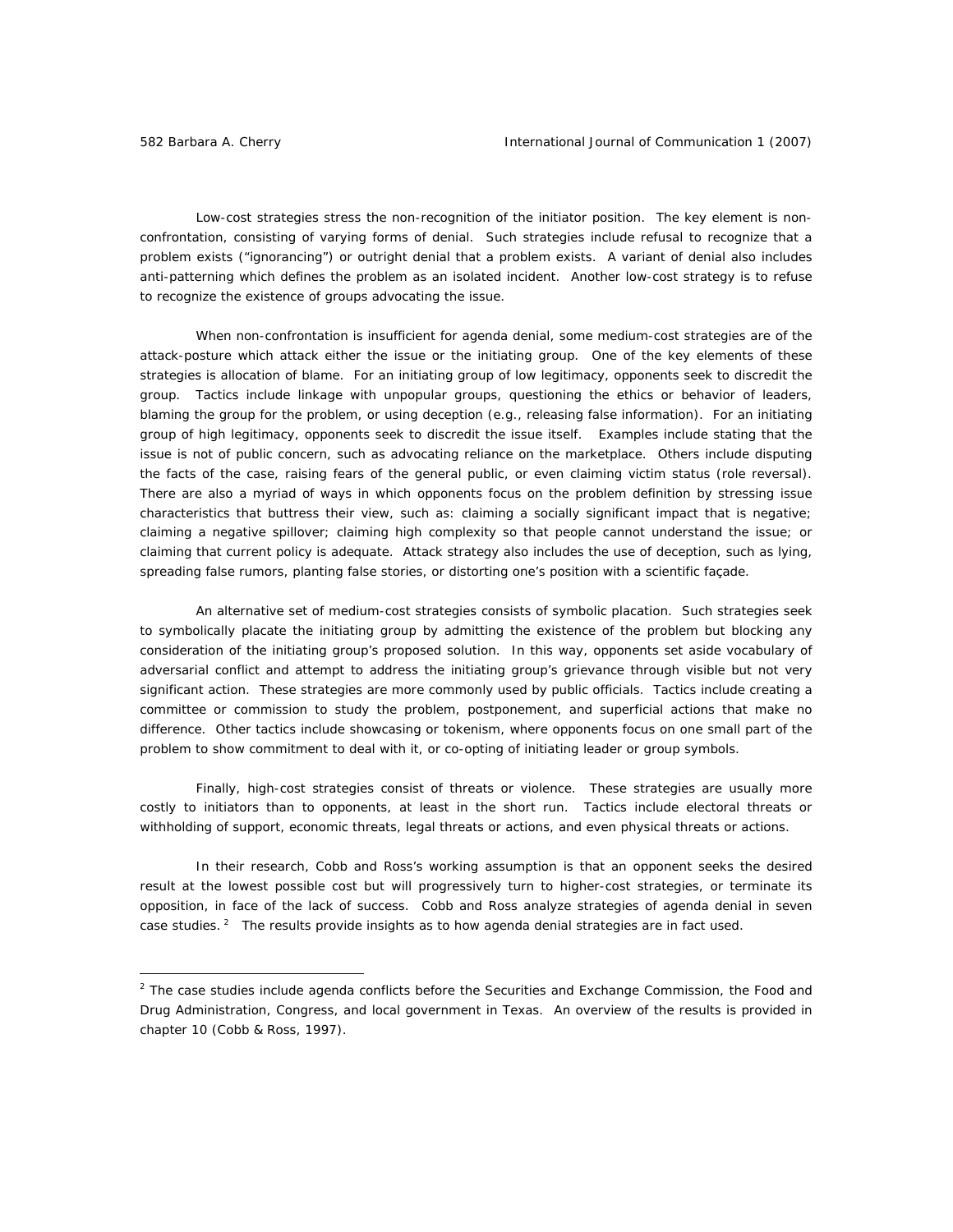Low-cost strategies stress the non-recognition of the initiator position. The key element is non-confrontation, consisting of varying forms of denial. Such strategies include refusal to recognize that a problem exists ("ignorancing") or outright denial that a problem exists. A variant of denial also includes anti-patterning which defines the problem as an isolated incident. Another low-cost strategy is to refuse to recognize the existence of groups advocating the issue.

When non-confrontation is insufficient for agenda denial, some medium-cost strategies are of the attack-posture which attack either the issue or the initiating group. One of the key elements of these strategies is allocation of blame. For an initiating group of low legitimacy, opponents seek to discredit the group. Tactics include linkage with unpopular groups, questioning the ethics or behavior of leaders, blaming the group for the problem, or using deception (e.g., releasing false information). For an initiating group of high legitimacy, opponents seek to discredit the issue itself. Examples include stating that the issue is not of public concern, such as advocating reliance on the marketplace. Others include disputing the facts of the case, raising fears of the general public, or even claiming victim status (role reversal). There are also a myriad of ways in which opponents focus on the problem definition by stressing issue characteristics that buttress their view, such as: claiming a socially significant impact that is negative; claiming a negative spillover; claiming high complexity so that people cannot understand the issue; or claiming that current policy is adequate. Attack strategy also includes the use of deception, such as lying, spreading false rumors, planting false stories, or distorting one's position with a scientific façade.

An alternative set of medium-cost strategies consists of symbolic placation. Such strategies seek to symbolically placate the initiating group by admitting the existence of the problem but blocking any consideration of the initiating group's proposed solution. In this way, opponents set aside vocabulary of adversarial conflict and attempt to address the initiating group's grievance through visible but not very significant action. These strategies are more commonly used by public officials. Tactics include creating a committee or commission to study the problem, postponement, and superficial actions that make no difference. Other tactics include showcasing or tokenism, where opponents focus on one small part of the problem to show commitment to deal with it, or co-opting of initiating leader or group symbols.

Finally, high-cost strategies consist of threats or violence. These strategies are usually more costly to initiators than to opponents, at least in the short run. Tactics include electoral threats or withholding of support, economic threats, legal threats or actions, and even physical threats or actions.

In their research, Cobb and Ross's working assumption is that an opponent seeks the desired result at the lowest possible cost but will progressively turn to higher-cost strategies, or terminate its opposition, in face of the lack of success. Cobb and Ross analyze strategies of agenda denial in seven case studies.[2] The results provide insights as to how agenda denial strategies are in fact used.

---

[2] The case studies include agenda conflicts before the Securities and Exchange Commission, the Food and Drug Administration, Congress, and local government in Texas. An overview of the results is provided in chapter 10 (Cobb & Ross, 1997).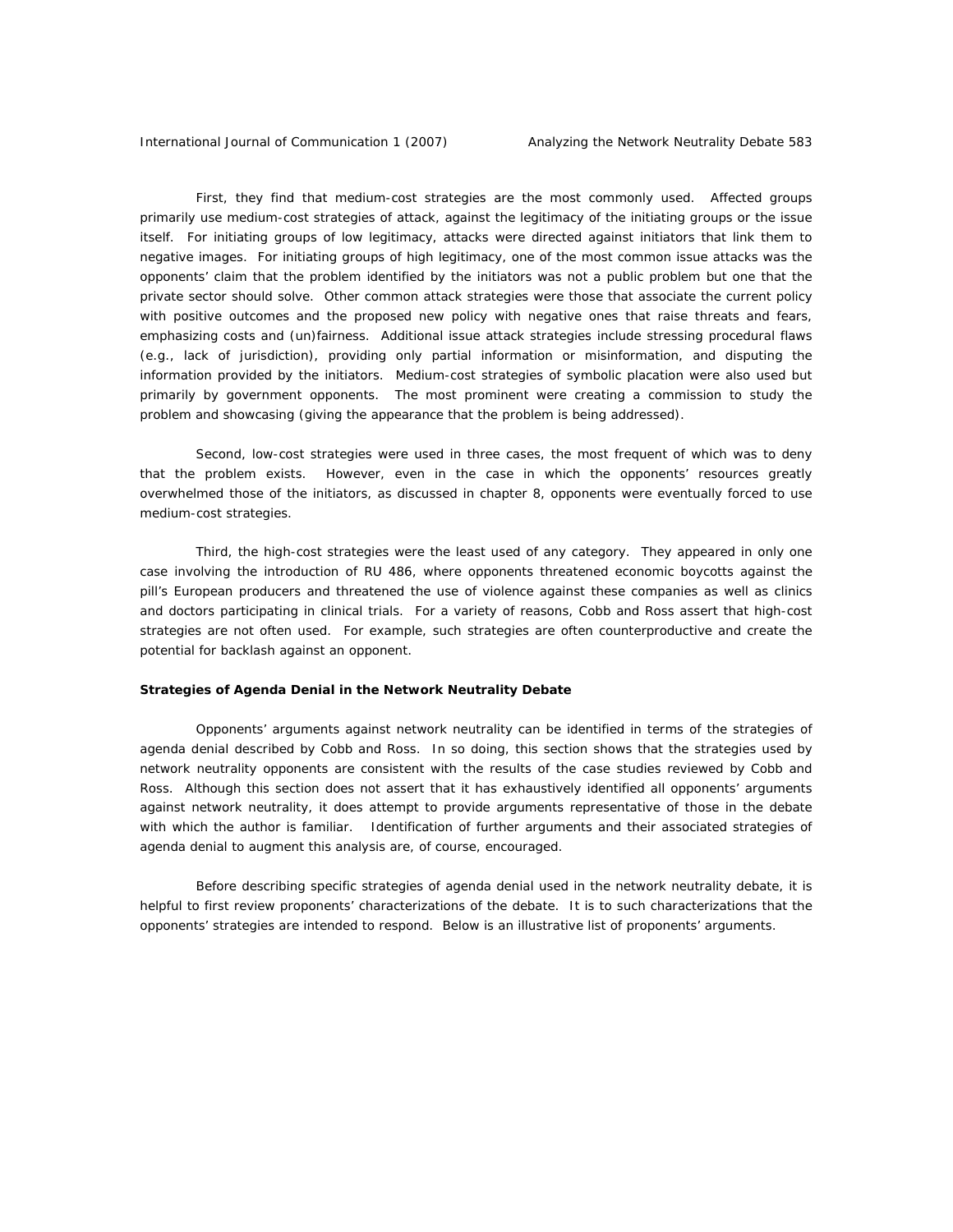First, they find that medium-cost strategies are the most commonly used. Affected groups primarily use medium-cost strategies of attack, against the legitimacy of the initiating groups or the issue itself. For initiating groups of low legitimacy, attacks were directed against initiators that link them to negative images. For initiating groups of high legitimacy, one of the most common issue attacks was the opponents' claim that the problem identified by the initiators was not a public problem but one that the private sector should solve. Other common attack strategies were those that associate the current policy with positive outcomes and the proposed new policy with negative ones that raise threats and fears, emphasizing costs and (un)fairness. Additional issue attack strategies include stressing procedural flaws (e.g., lack of jurisdiction), providing only partial information or misinformation, and disputing the information provided by the initiators. Medium-cost strategies of symbolic placation were also used but primarily by government opponents. The most prominent were creating a commission to study the problem and showcasing (giving the appearance that the problem is being addressed).

Second, low-cost strategies were used in three cases, the most frequent of which was to deny that the problem exists. However, even in the case in which the opponents' resources greatly overwhelmed those of the initiators, as discussed in chapter 8, opponents were eventually forced to use medium-cost strategies.

Third, the high-cost strategies were the least used of any category. They appeared in only one case involving the introduction of RU 486, where opponents threatened economic boycotts against the pill's European producers and threatened the use of violence against these companies as well as clinics and doctors participating in clinical trials. For a variety of reasons, Cobb and Ross assert that high-cost strategies are not often used. For example, such strategies are often counterproductive and create the potential for backlash against an opponent.

**Strategies of Agenda Denial in the Network Neutrality Debate**

Opponents' arguments against network neutrality can be identified in terms of the strategies of agenda denial described by Cobb and Ross. In so doing, this section shows that the strategies used by network neutrality opponents are consistent with the results of the case studies reviewed by Cobb and Ross. Although this section does not assert that it has exhaustively identified all opponents' arguments against network neutrality, it does attempt to provide arguments representative of those in the debate with which the author is familiar. Identification of further arguments and their associated strategies of agenda denial to augment this analysis are, of course, encouraged.

Before describing specific strategies of agenda denial used in the network neutrality debate, it is helpful to first review proponents' characterizations of the debate. It is to such characterizations that the opponents' strategies are intended to respond. Below is an illustrative list of proponents' arguments.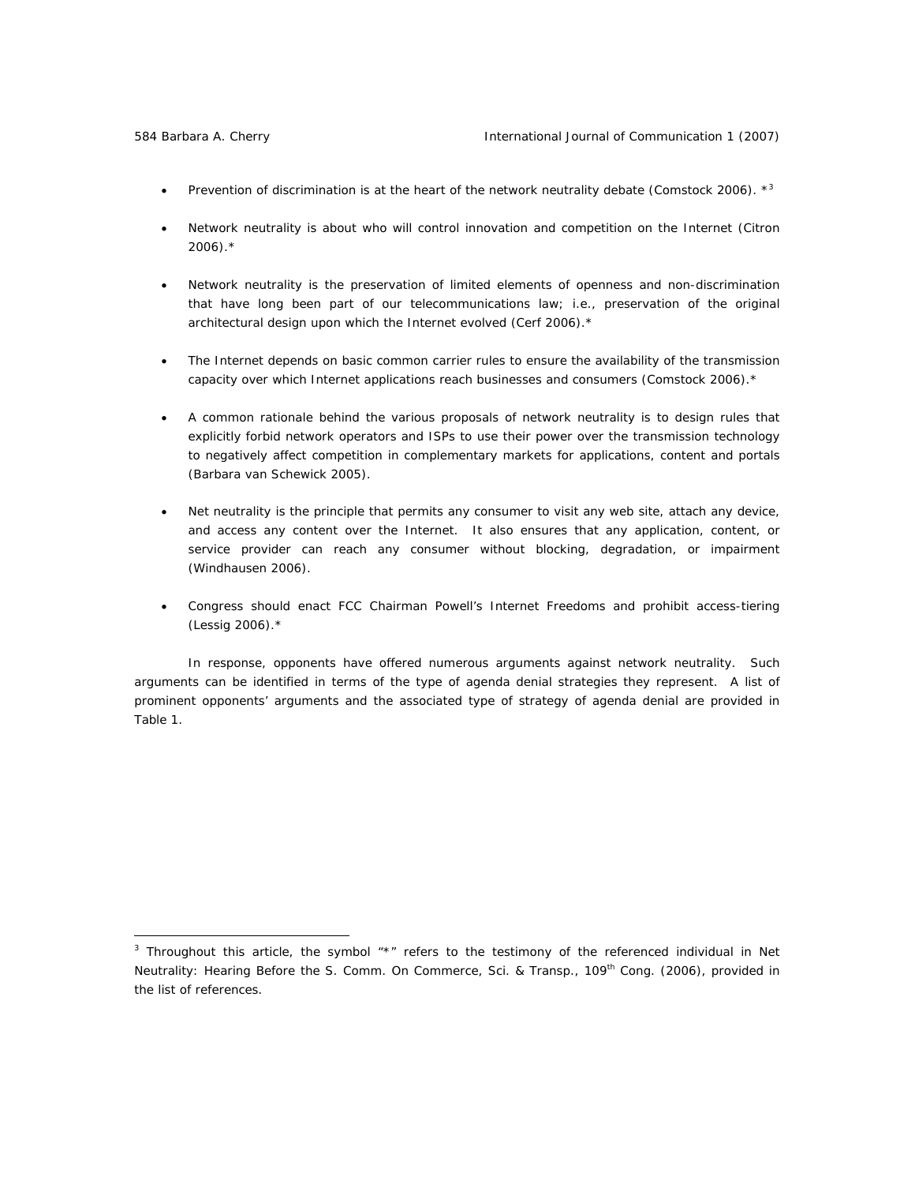- Prevention of discrimination is at the heart of the network neutrality debate (Comstock 2006). *[3]

- Network neutrality is about who will control innovation and competition on the Internet (Citron 2006).*

- Network neutrality is the preservation of limited elements of openness and non-discrimination that have long been part of our telecommunications law; i.e., preservation of the original architectural design upon which the Internet evolved (Cerf 2006).*

- The Internet depends on basic common carrier rules to ensure the availability of the transmission capacity over which Internet applications reach businesses and consumers (Comstock 2006).*

- A common rationale behind the various proposals of network neutrality is to design rules that explicitly forbid network operators and ISPs to use their power over the transmission technology to negatively affect competition in complementary markets for applications, content and portals (Barbara van Schewick 2005).

- Net neutrality is the principle that permits any consumer to visit any web site, attach any device, and access any content over the Internet. It also ensures that any application, content, or service provider can reach any consumer without blocking, degradation, or impairment (Windhausen 2006).

- Congress should enact FCC Chairman Powell's Internet Freedoms and prohibit access-tiering (Lessig 2006).*

In response, opponents have offered numerous arguments against network neutrality. Such arguments can be identified in terms of the type of agenda denial strategies they represent. A list of prominent opponents' arguments and the associated type of strategy of agenda denial are provided in Table 1.

---

[3] Throughout this article, the symbol "*" refers to the testimony of the referenced individual in Net Neutrality: Hearing Before the S. Comm. On Commerce, Sci. & Transp., 109th Cong. (2006), provided in the list of references.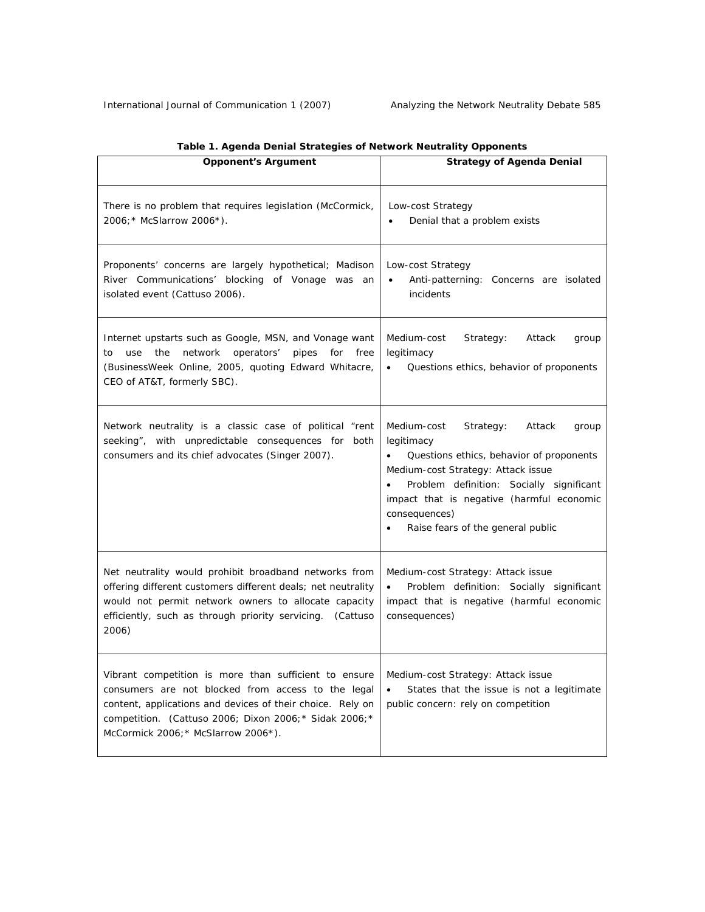**Table 1. Agenda Denial Strategies of Network Neutrality Opponents**

| Opponent's Argument | Strategy of Agenda Denial |
|---|---|
| There is no problem that requires legislation (McCormick, 2006;* McSlarrow 2006*). | Low-cost Strategy<br>• Denial that a problem exists |
| Proponents' concerns are largely hypothetical; Madison River Communications' blocking of Vonage was an isolated event (Cattuso 2006). | Low-cost Strategy<br>• Anti-patterning: Concerns are isolated incidents |
| Internet upstarts such as Google, MSN, and Vonage want to use the network operators' pipes for free (BusinessWeek Online, 2005, quoting Edward Whitacre, CEO of AT&T, formerly SBC). | Medium-cost Strategy: Attack group legitimacy<br>• Questions ethics, behavior of proponents |
| Network neutrality is a classic case of political "rent seeking", with unpredictable consequences for both consumers and its chief advocates (Singer 2007). | Medium-cost Strategy: Attack group legitimacy<br>• Questions ethics, behavior of proponents<br>Medium-cost Strategy: Attack issue<br>• Problem definition: Socially significant impact that is negative (harmful economic consequences)<br>• Raise fears of the general public |
| Net neutrality would prohibit broadband networks from offering different customers different deals; net neutrality would not permit network owners to allocate capacity efficiently, such as through priority servicing. (Cattuso 2006) | Medium-cost Strategy: Attack issue<br>• Problem definition: Socially significant impact that is negative (harmful economic consequences) |
| Vibrant competition is more than sufficient to ensure consumers are not blocked from access to the legal content, applications and devices of their choice. Rely on competition. (Cattuso 2006; Dixon 2006;* Sidak 2006;* McCormick 2006;* McSlarrow 2006*). | Medium-cost Strategy: Attack issue<br>• States that the issue is not a legitimate public concern: rely on competition |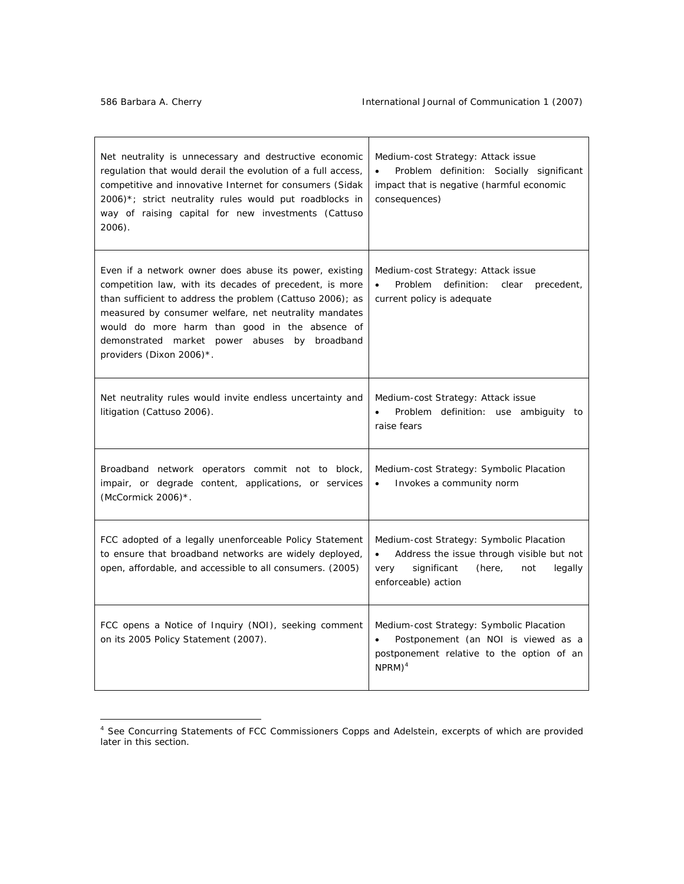| | |
|---|---|
| Net neutrality is unnecessary and destructive economic regulation that would derail the evolution of a full access, competitive and innovative Internet for consumers (Sidak 2006)*; strict neutrality rules would put roadblocks in way of raising capital for new investments (Cattuso 2006). | Medium-cost Strategy: Attack issue<br>• Problem definition: Socially significant impact that is negative (harmful economic consequences) |
| Even if a network owner does abuse its power, existing competition law, with its decades of precedent, is more than sufficient to address the problem (Cattuso 2006); as measured by consumer welfare, net neutrality mandates would do more harm than good in the absence of demonstrated market power abuses by broadband providers (Dixon 2006)*. | Medium-cost Strategy: Attack issue<br>• Problem definition: clear precedent, current policy is adequate |
| Net neutrality rules would invite endless uncertainty and litigation (Cattuso 2006). | Medium-cost Strategy: Attack issue<br>• Problem definition: use ambiguity to raise fears |
| Broadband network operators commit not to block, impair, or degrade content, applications, or services (McCormick 2006)*. | Medium-cost Strategy: Symbolic Placation<br>• Invokes a community norm |
| FCC adopted of a legally unenforceable Policy Statement to ensure that broadband networks are widely deployed, open, affordable, and accessible to all consumers. (2005) | Medium-cost Strategy: Symbolic Placation<br>• Address the issue through visible but not very significant (here, not legally enforceable) action |
| FCC opens a Notice of Inquiry (NOI), seeking comment on its 2005 Policy Statement (2007). | Medium-cost Strategy: Symbolic Placation<br>• Postponement (an NOI is viewed as a postponement relative to the option of an NPRM)[4] |

[4] See Concurring Statements of FCC Commissioners Copps and Adelstein, excerpts of which are provided later in this section.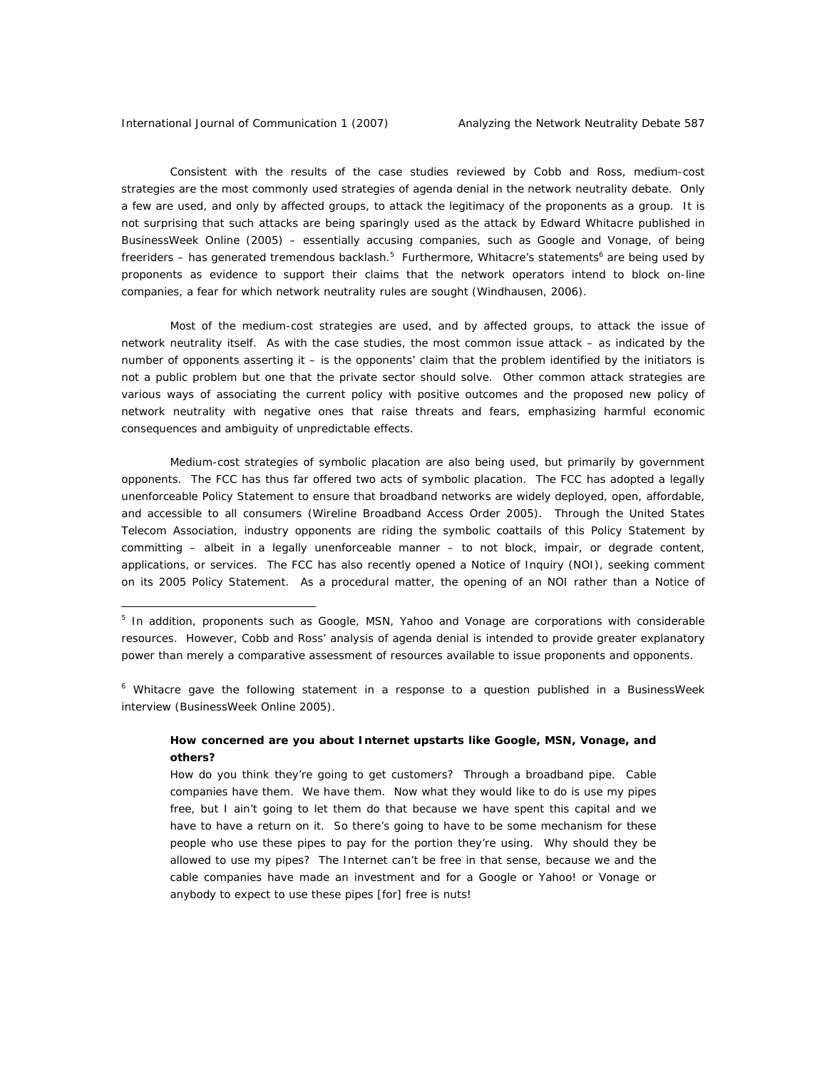Consistent with the results of the case studies reviewed by Cobb and Ross, medium-cost strategies are the most commonly used strategies of agenda denial in the network neutrality debate. Only a few are used, and only by affected groups, to attack the legitimacy of the proponents as a group. It is not surprising that such attacks are being sparingly used as the attack by Edward Whitacre published in BusinessWeek Online (2005) – essentially accusing companies, such as Google and Vonage, of being freeriders – has generated tremendous backlash.[5] Furthermore, Whitacre's statements[6] are being used by proponents as evidence to support their claims that the network operators intend to block on-line companies, a fear for which network neutrality rules are sought (Windhausen, 2006).

Most of the medium-cost strategies are used, and by affected groups, to attack the issue of network neutrality itself. As with the case studies, the most common issue attack – as indicated by the number of opponents asserting it – is the opponents' claim that the problem identified by the initiators is not a public problem but one that the private sector should solve. Other common attack strategies are various ways of associating the current policy with positive outcomes and the proposed new policy of network neutrality with negative ones that raise threats and fears, emphasizing harmful economic consequences and ambiguity of unpredictable effects.

Medium-cost strategies of symbolic placation are also being used, but primarily by government opponents. The FCC has thus far offered two acts of symbolic placation. The FCC has adopted a legally unenforceable Policy Statement to ensure that broadband networks are widely deployed, open, affordable, and accessible to all consumers (Wireline Broadband Access Order 2005). Through the United States Telecom Association, industry opponents are riding the symbolic coattails of this Policy Statement by committing – albeit in a legally unenforceable manner – to not block, impair, or degrade content, applications, or services. The FCC has also recently opened a Notice of Inquiry (NOI), seeking comment on its 2005 Policy Statement. As a procedural matter, the opening of an NOI rather than a Notice of

---

[5] In addition, proponents such as Google, MSN, Yahoo and Vonage are corporations with considerable resources. However, Cobb and Ross' analysis of agenda denial is intended to provide greater explanatory power than merely a comparative assessment of resources available to issue proponents and opponents.

[6] Whitacre gave the following statement in a response to a question published in a BusinessWeek interview (BusinessWeek Online 2005).

> **How concerned are you about Internet upstarts like Google, MSN, Vonage, and others?**
>
> How do you think they're going to get customers? Through a broadband pipe. Cable companies have them. We have them. Now what they would like to do is use my pipes free, but I ain't going to let them do that because we have spent this capital and we have to have a return on it. So there's going to have to be some mechanism for these people who use these pipes to pay for the portion they're using. Why should they be allowed to use my pipes? The Internet can't be free in that sense, because we and the cable companies have made an investment and for a Google or Yahoo! or Vonage or anybody to expect to use these pipes [for] free is nuts!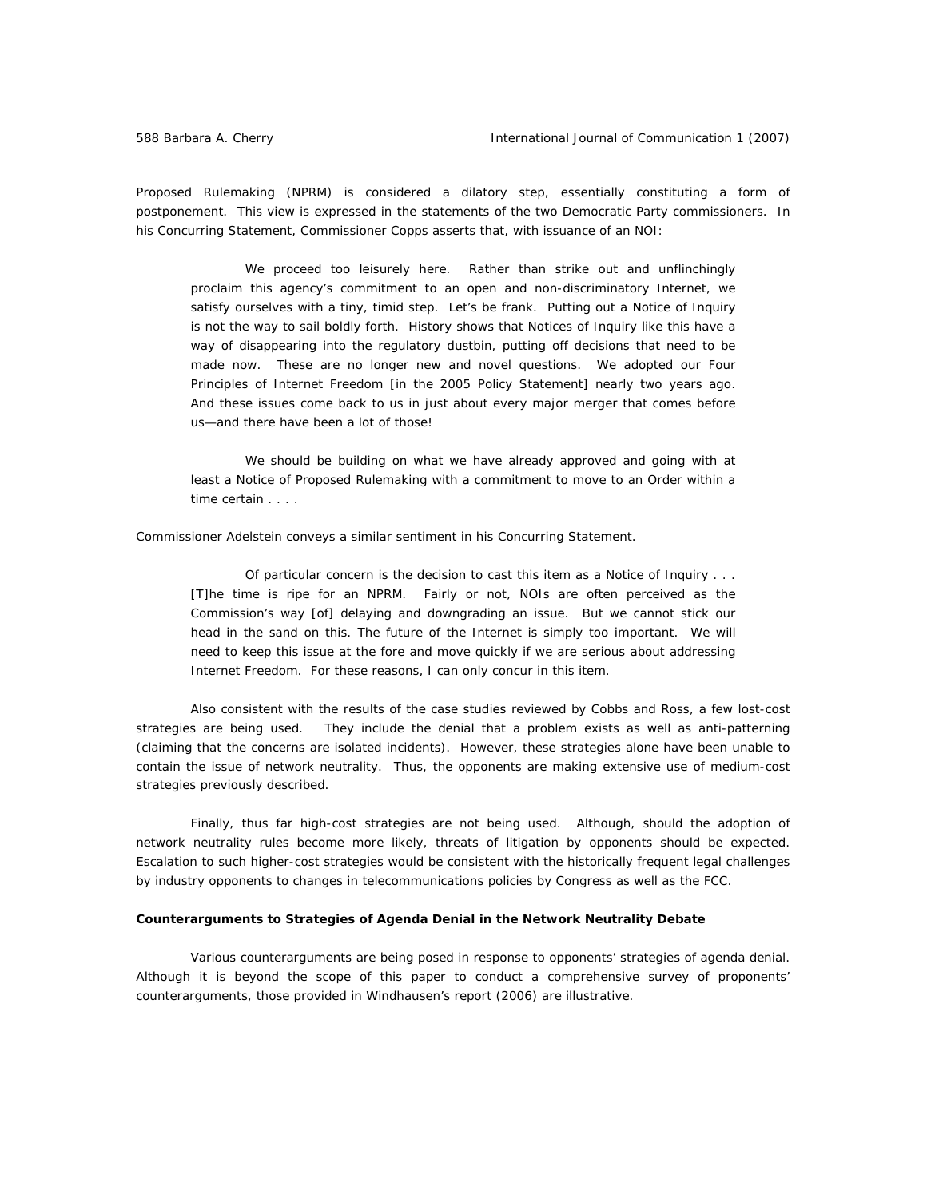Proposed Rulemaking (NPRM) is considered a dilatory step, essentially constituting a form of postponement. This view is expressed in the statements of the two Democratic Party commissioners. In his Concurring Statement, Commissioner Copps asserts that, with issuance of an NOI:

> We proceed too leisurely here. Rather than strike out and unflinchingly proclaim this agency's commitment to an open and non-discriminatory Internet, we satisfy ourselves with a tiny, timid step. Let's be frank. Putting out a Notice of Inquiry is not the way to sail boldly forth. History shows that Notices of Inquiry like this have a way of disappearing into the regulatory dustbin, putting off decisions that need to be made now. These are no longer new and novel questions. We adopted our Four Principles of Internet Freedom [in the 2005 Policy Statement] nearly two years ago. And these issues come back to us in just about every major merger that comes before us—and there have been a lot of those!
>
> We should be building on what we have already approved and going with at least a Notice of Proposed Rulemaking with a commitment to move to an Order within a time certain . . . .

Commissioner Adelstein conveys a similar sentiment in his Concurring Statement.

> Of particular concern is the decision to cast this item as a Notice of Inquiry . . . [T]he time is ripe for an NPRM. Fairly or not, NOIs are often perceived as the Commission's way [of] delaying and downgrading an issue. But we cannot stick our head in the sand on this. The future of the Internet is simply too important. We will need to keep this issue at the fore and move quickly if we are serious about addressing Internet Freedom. For these reasons, I can only concur in this item.

Also consistent with the results of the case studies reviewed by Cobbs and Ross, a few lost-cost strategies are being used. They include the denial that a problem exists as well as anti-patterning (claiming that the concerns are isolated incidents). However, these strategies alone have been unable to contain the issue of network neutrality. Thus, the opponents are making extensive use of medium-cost strategies previously described.

Finally, thus far high-cost strategies are not being used. Although, should the adoption of network neutrality rules become more likely, threats of litigation by opponents should be expected. Escalation to such higher-cost strategies would be consistent with the historically frequent legal challenges by industry opponents to changes in telecommunications policies by Congress as well as the FCC.

**Counterarguments to Strategies of Agenda Denial in the Network Neutrality Debate**

Various counterarguments are being posed in response to opponents' strategies of agenda denial. Although it is beyond the scope of this paper to conduct a comprehensive survey of proponents' counterarguments, those provided in Windhausen's report (2006) are illustrative.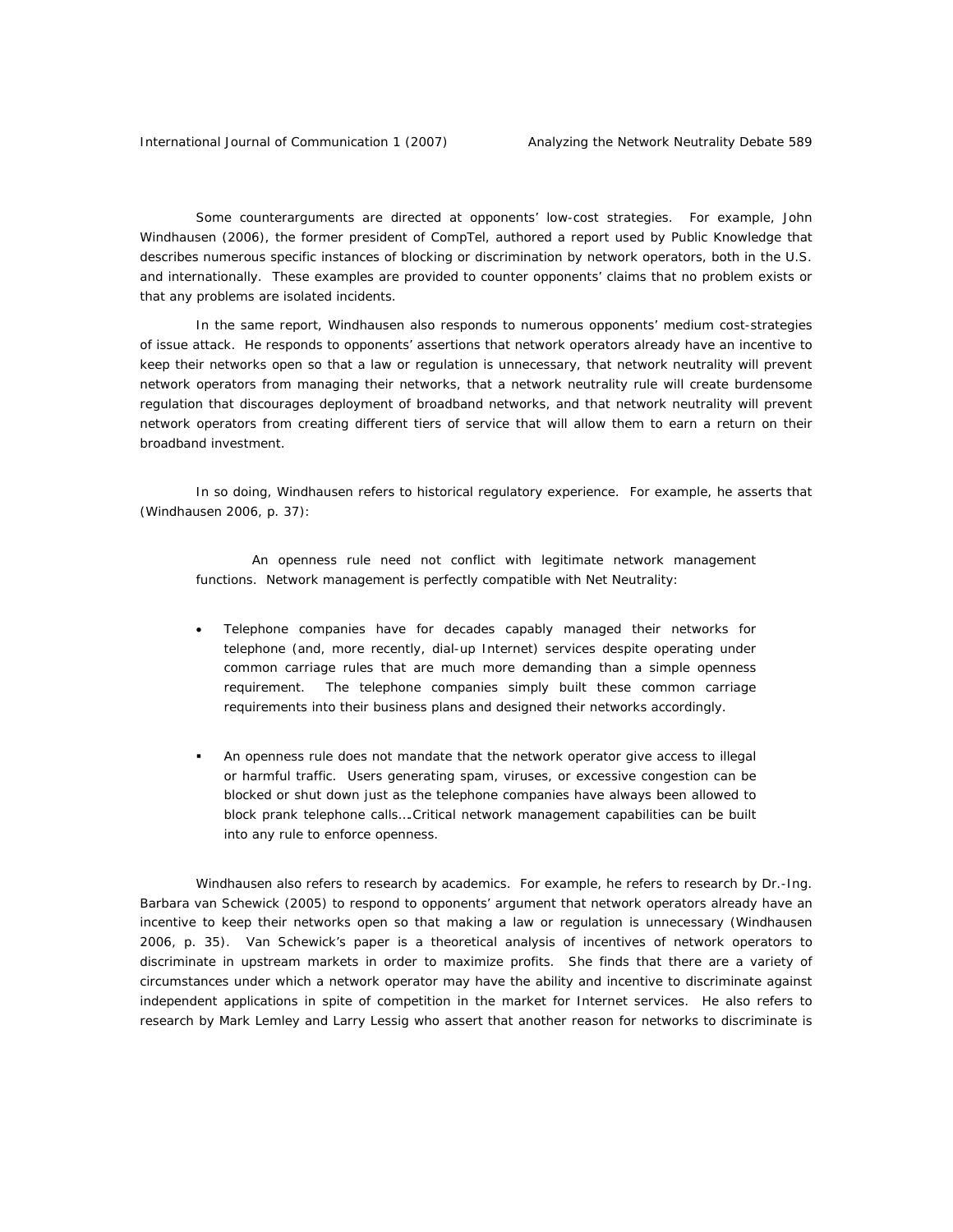Some counterarguments are directed at opponents' low-cost strategies. For example, John Windhausen (2006), the former president of CompTel, authored a report used by Public Knowledge that describes numerous specific instances of blocking or discrimination by network operators, both in the U.S. and internationally. These examples are provided to counter opponents' claims that no problem exists or that any problems are isolated incidents.

In the same report, Windhausen also responds to numerous opponents' medium cost-strategies of issue attack. He responds to opponents' assertions that network operators already have an incentive to keep their networks open so that a law or regulation is unnecessary, that network neutrality will prevent network operators from managing their networks, that a network neutrality rule will create burdensome regulation that discourages deployment of broadband networks, and that network neutrality will prevent network operators from creating different tiers of service that will allow them to earn a return on their broadband investment.

In so doing, Windhausen refers to historical regulatory experience. For example, he asserts that (Windhausen 2006, p. 37):

> An openness rule need not conflict with legitimate network management functions. Network management is perfectly compatible with Net Neutrality:
>
> - Telephone companies have for decades capably managed their networks for telephone (and, more recently, dial-up Internet) services despite operating under common carriage rules that are much more demanding than a simple openness requirement. The telephone companies simply built these common carriage requirements into their business plans and designed their networks accordingly.
>
> - An openness rule does not mandate that the network operator give access to illegal or harmful traffic. Users generating spam, viruses, or excessive congestion can be blocked or shut down just as the telephone companies have always been allowed to block prank telephone calls….Critical network management capabilities can be built into any rule to enforce openness.

Windhausen also refers to research by academics. For example, he refers to research by Dr.-Ing. Barbara van Schewick (2005) to respond to opponents' argument that network operators already have an incentive to keep their networks open so that making a law or regulation is unnecessary (Windhausen 2006, p. 35). Van Schewick's paper is a theoretical analysis of incentives of network operators to discriminate in upstream markets in order to maximize profits. She finds that there are a variety of circumstances under which a network operator may have the ability and incentive to discriminate against independent applications in spite of competition in the market for Internet services. He also refers to research by Mark Lemley and Larry Lessig who assert that another reason for networks to discriminate is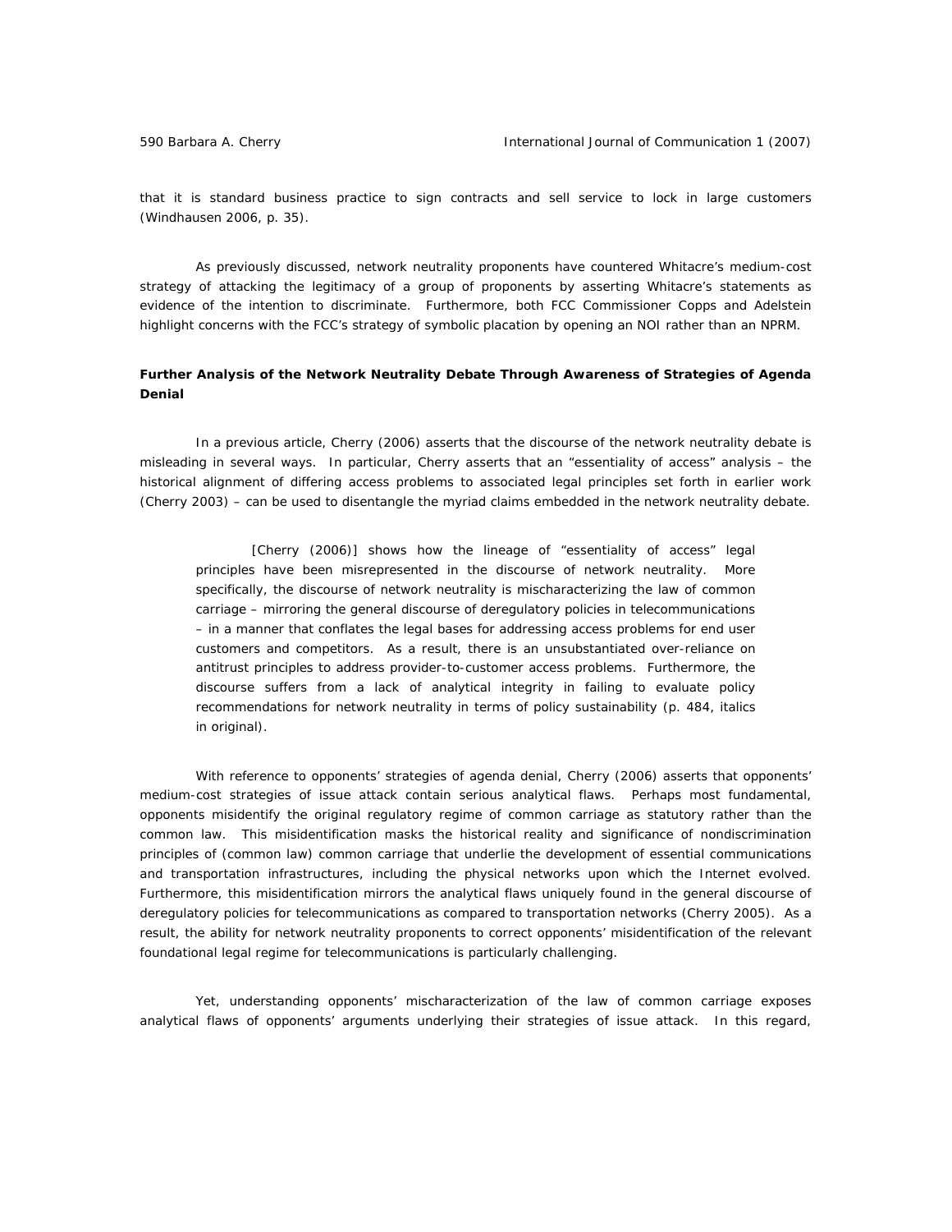that it is standard business practice to sign contracts and sell service to lock in large customers (Windhausen 2006, p. 35).

As previously discussed, network neutrality proponents have countered Whitacre's medium-cost strategy of attacking the legitimacy of a group of proponents by asserting Whitacre's statements as evidence of the intention to discriminate. Furthermore, both FCC Commissioner Copps and Adelstein highlight concerns with the FCC's strategy of symbolic placation by opening an NOI rather than an NPRM.

**Further Analysis of the Network Neutrality Debate Through Awareness of Strategies of Agenda Denial**

In a previous article, Cherry (2006) asserts that the discourse of the network neutrality debate is misleading in several ways. In particular, Cherry asserts that an "essentiality of access" analysis – the historical alignment of differing access problems to associated legal principles set forth in earlier work (Cherry 2003) – can be used to disentangle the myriad claims embedded in the network neutrality debate.

> [Cherry (2006)] shows how the lineage of "essentiality of access" legal principles have been misrepresented in the discourse of network neutrality. More specifically, the discourse of network neutrality is mischaracterizing the law of common carriage – mirroring the general discourse of deregulatory policies in telecommunications – in a manner that conflates the legal bases for addressing access problems for end user customers and competitors. As a result, there is an unsubstantiated over-reliance on antitrust principles to address provider-to-customer access problems. Furthermore, the discourse suffers from a lack of analytical integrity in failing to evaluate policy recommendations for network neutrality in terms of policy sustainability (p. 484, italics in original).

With reference to opponents' strategies of agenda denial, Cherry (2006) asserts that opponents' medium-cost strategies of issue attack contain serious analytical flaws. Perhaps most fundamental, opponents misidentify the original regulatory regime of common carriage as statutory rather than the common law. This misidentification masks the historical reality and significance of nondiscrimination principles of (common law) common carriage that underlie the development of essential communications and transportation infrastructures, including the physical networks upon which the Internet evolved. Furthermore, this misidentification mirrors the analytical flaws uniquely found in the general discourse of deregulatory policies for telecommunications as compared to transportation networks (Cherry 2005). As a result, the ability for network neutrality proponents to correct opponents' misidentification of the relevant foundational legal regime for telecommunications is particularly challenging.

Yet, understanding opponents' mischaracterization of the law of common carriage exposes analytical flaws of opponents' arguments underlying their strategies of issue attack. In this regard,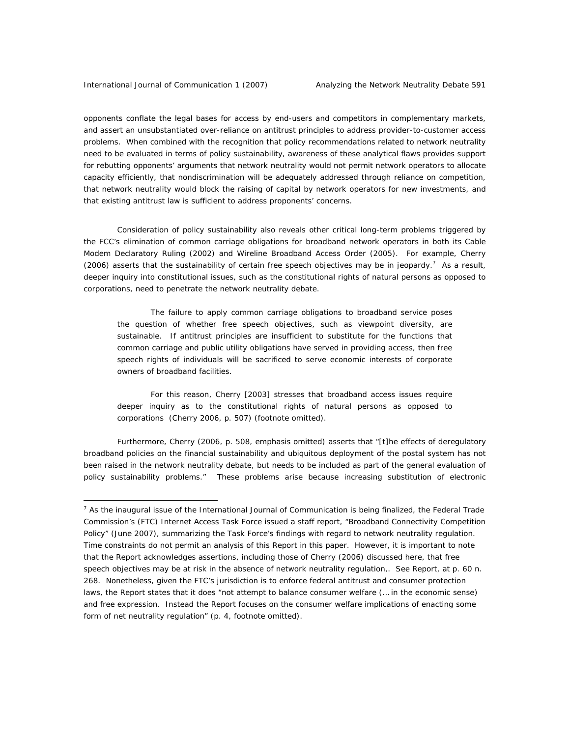opponents conflate the legal bases for access by end-users and competitors in complementary markets, and assert an unsubstantiated over-reliance on antitrust principles to address provider-to-customer access problems. When combined with the recognition that policy recommendations related to network neutrality need to be evaluated in terms of policy sustainability, awareness of these analytical flaws provides support for rebutting opponents' arguments that network neutrality would not permit network operators to allocate capacity efficiently, that nondiscrimination will be adequately addressed through reliance on competition, that network neutrality would block the raising of capital by network operators for new investments, and that existing antitrust law is sufficient to address proponents' concerns.

Consideration of policy sustainability also reveals other critical long-term problems triggered by the FCC's elimination of common carriage obligations for broadband network operators in both its Cable Modem Declaratory Ruling (2002) and Wireline Broadband Access Order (2005). For example, Cherry (2006) asserts that the sustainability of certain free speech objectives may be in jeopardy.[7] As a result, deeper inquiry into constitutional issues, such as the constitutional rights of natural persons as opposed to corporations, need to penetrate the network neutrality debate.

> The failure to apply common carriage obligations to broadband service poses the question of whether free speech objectives, such as viewpoint diversity, are sustainable. If antitrust principles are insufficient to substitute for the functions that common carriage and public utility obligations have served in providing access, then free speech rights of individuals will be sacrificed to serve economic interests of corporate owners of broadband facilities.
>
> For this reason, Cherry [2003] stresses that broadband access issues require deeper inquiry as to the constitutional rights of natural persons as opposed to corporations (Cherry 2006, p. 507) (footnote omitted).

Furthermore, Cherry (2006, p. 508, emphasis omitted) asserts that "[t]he effects of deregulatory broadband policies on the financial sustainability and ubiquitous deployment of the postal system has not been raised in the network neutrality debate, but needs to be included as part of the general evaluation of policy sustainability problems." These problems arise because increasing substitution of electronic

---

[7] As the inaugural issue of the International Journal of Communication is being finalized, the Federal Trade Commission's (FTC) Internet Access Task Force issued a staff report, "Broadband Connectivity Competition Policy" (June 2007), summarizing the Task Force's findings with regard to network neutrality regulation. Time constraints do not permit an analysis of this Report in this paper. However, it is important to note that the Report acknowledges assertions, including those of Cherry (2006) discussed here, that free speech objectives may be at risk in the absence of network neutrality regulation,. See Report, at p. 60 n. 268. Nonetheless, given the FTC's jurisdiction is to enforce federal antitrust and consumer protection laws, the Report states that it does "not attempt to balance consumer welfare (… in the economic sense) and free expression. Instead the Report focuses on the consumer welfare implications of enacting some form of net neutrality regulation" (p. 4, footnote omitted).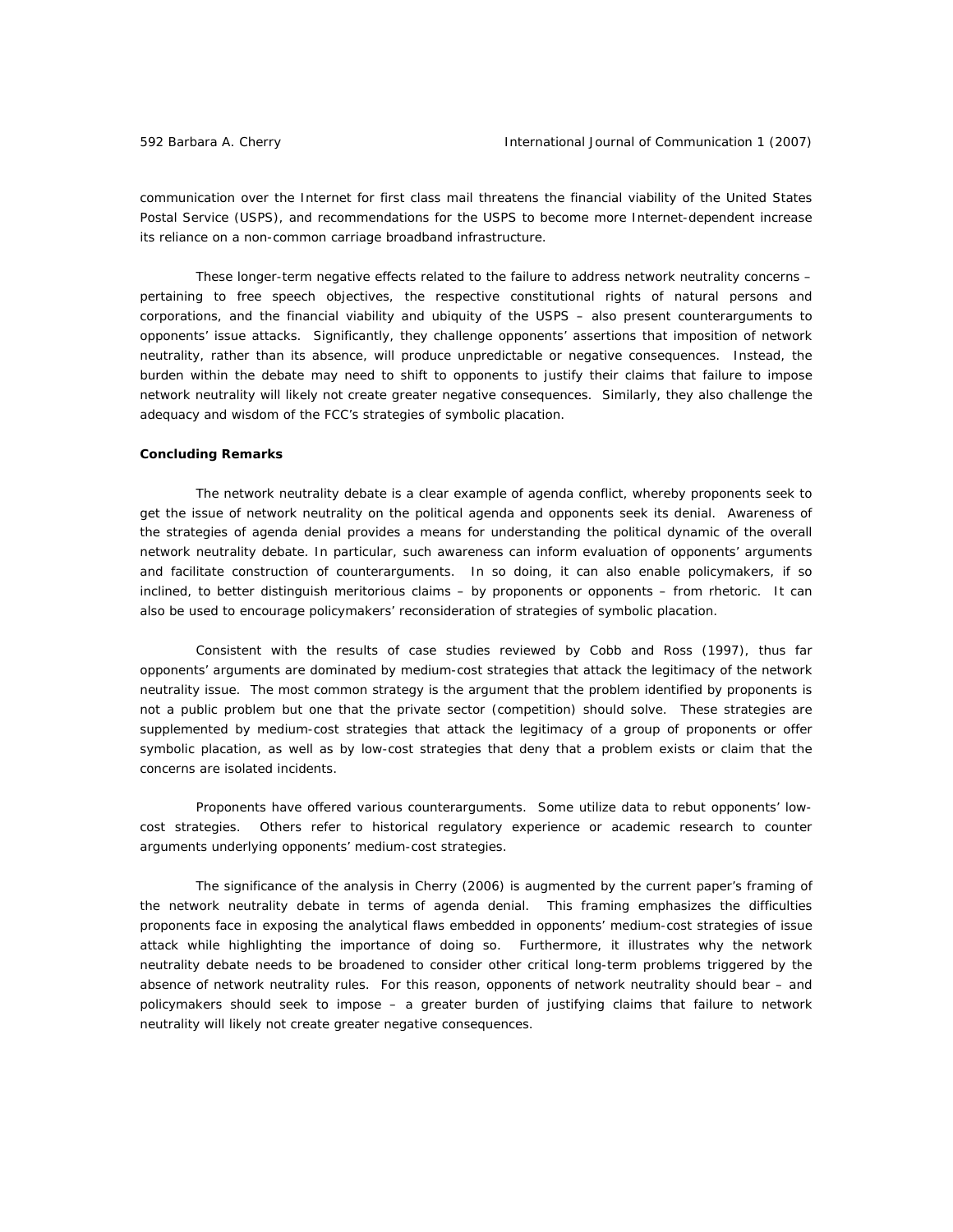communication over the Internet for first class mail threatens the financial viability of the United States Postal Service (USPS), and recommendations for the USPS to become more Internet-dependent increase its reliance on a non-common carriage broadband infrastructure.

These longer-term negative effects related to the failure to address network neutrality concerns – pertaining to free speech objectives, the respective constitutional rights of natural persons and corporations, and the financial viability and ubiquity of the USPS – also present counterarguments to opponents' issue attacks. Significantly, they challenge opponents' assertions that imposition of network neutrality, rather than its absence, will produce unpredictable or negative consequences. Instead, the burden within the debate may need to shift to opponents to justify their claims that failure to impose network neutrality will likely not create greater negative consequences. Similarly, they also challenge the adequacy and wisdom of the FCC's strategies of symbolic placation.

**Concluding Remarks**

The network neutrality debate is a clear example of agenda conflict, whereby proponents seek to get the issue of network neutrality on the political agenda and opponents seek its denial. Awareness of the strategies of agenda denial provides a means for understanding the political dynamic of the overall network neutrality debate. In particular, such awareness can inform evaluation of opponents' arguments and facilitate construction of counterarguments. In so doing, it can also enable policymakers, if so inclined, to better distinguish meritorious claims – by proponents or opponents – from rhetoric. It can also be used to encourage policymakers' reconsideration of strategies of symbolic placation.

Consistent with the results of case studies reviewed by Cobb and Ross (1997), thus far opponents' arguments are dominated by medium-cost strategies that attack the legitimacy of the network neutrality issue. The most common strategy is the argument that the problem identified by proponents is not a public problem but one that the private sector (competition) should solve. These strategies are supplemented by medium-cost strategies that attack the legitimacy of a group of proponents or offer symbolic placation, as well as by low-cost strategies that deny that a problem exists or claim that the concerns are isolated incidents.

Proponents have offered various counterarguments. Some utilize data to rebut opponents' low-cost strategies. Others refer to historical regulatory experience or academic research to counter arguments underlying opponents' medium-cost strategies.

The significance of the analysis in Cherry (2006) is augmented by the current paper's framing of the network neutrality debate in terms of agenda denial. This framing emphasizes the difficulties proponents face in exposing the analytical flaws embedded in opponents' medium-cost strategies of issue attack while highlighting the importance of doing so. Furthermore, it illustrates why the network neutrality debate needs to be broadened to consider other critical long-term problems triggered by the absence of network neutrality rules. For this reason, opponents of network neutrality should bear – and policymakers should seek to impose – a greater burden of justifying claims that failure to network neutrality will likely not create greater negative consequences.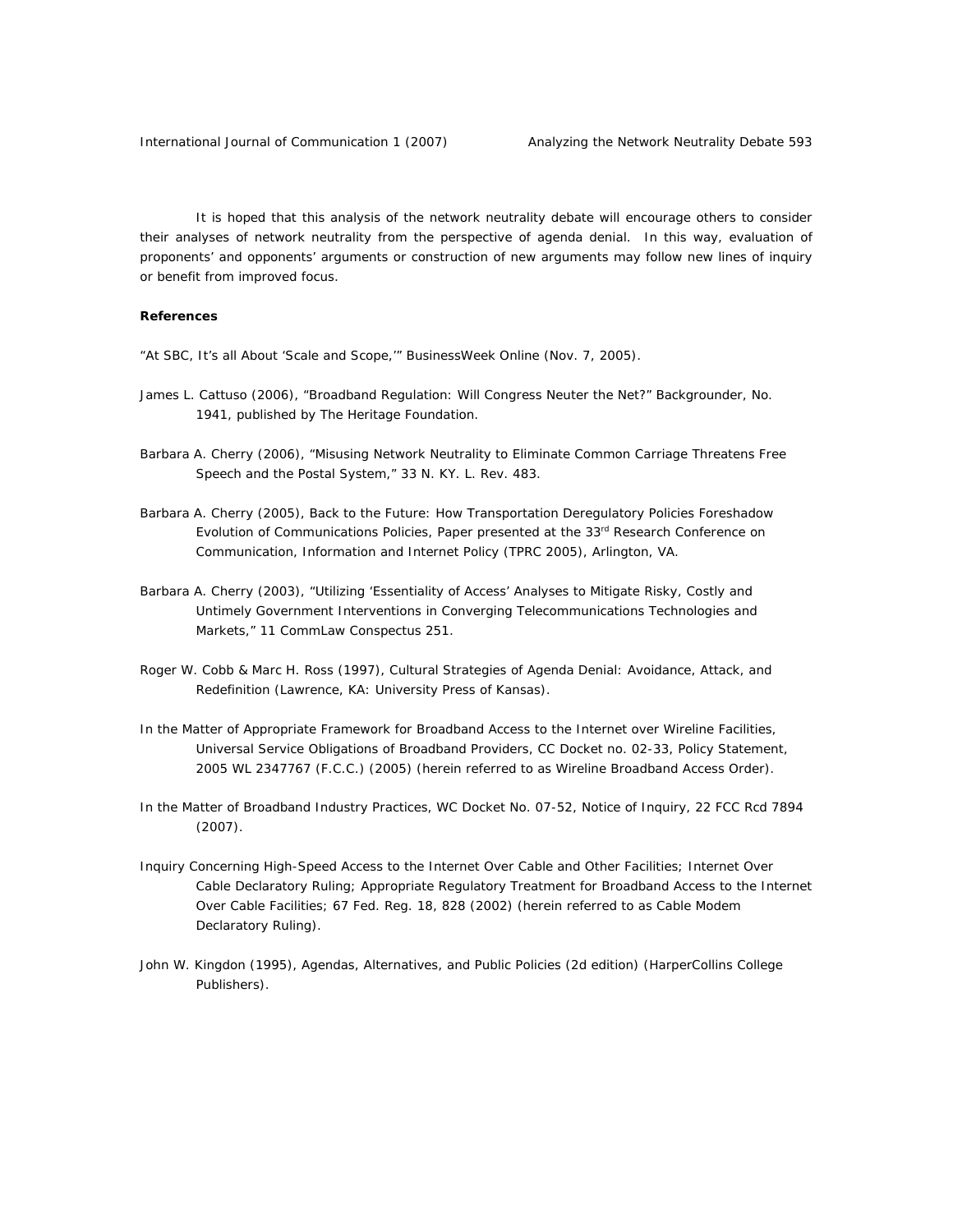It is hoped that this analysis of the network neutrality debate will encourage others to consider their analyses of network neutrality from the perspective of agenda denial. In this way, evaluation of proponents' and opponents' arguments or construction of new arguments may follow new lines of inquiry or benefit from improved focus.

**References**

"At SBC, It's all About 'Scale and Scope,'" BusinessWeek Online (Nov. 7, 2005).

James L. Cattuso (2006), "Broadband Regulation: Will Congress Neuter the Net?" Backgrounder, No. 1941, published by The Heritage Foundation.

Barbara A. Cherry (2006), "Misusing Network Neutrality to Eliminate Common Carriage Threatens Free Speech and the Postal System," 33 N. KY. L. Rev. 483.

Barbara A. Cherry (2005), Back to the Future: How Transportation Deregulatory Policies Foreshadow Evolution of Communications Policies, Paper presented at the 33rd Research Conference on Communication, Information and Internet Policy (TPRC 2005), Arlington, VA.

Barbara A. Cherry (2003), "Utilizing 'Essentiality of Access' Analyses to Mitigate Risky, Costly and Untimely Government Interventions in Converging Telecommunications Technologies and Markets," 11 CommLaw Conspectus 251.

Roger W. Cobb & Marc H. Ross (1997), Cultural Strategies of Agenda Denial: Avoidance, Attack, and Redefinition (Lawrence, KA: University Press of Kansas).

In the Matter of Appropriate Framework for Broadband Access to the Internet over Wireline Facilities, Universal Service Obligations of Broadband Providers, CC Docket no. 02-33, Policy Statement, 2005 WL 2347767 (F.C.C.) (2005) (herein referred to as Wireline Broadband Access Order).

In the Matter of Broadband Industry Practices, WC Docket No. 07-52, Notice of Inquiry, 22 FCC Rcd 7894 (2007).

Inquiry Concerning High-Speed Access to the Internet Over Cable and Other Facilities; Internet Over Cable Declaratory Ruling; Appropriate Regulatory Treatment for Broadband Access to the Internet Over Cable Facilities; 67 Fed. Reg. 18, 828 (2002) (herein referred to as Cable Modem Declaratory Ruling).

John W. Kingdon (1995), Agendas, Alternatives, and Public Policies (2d edition) (HarperCollins College Publishers).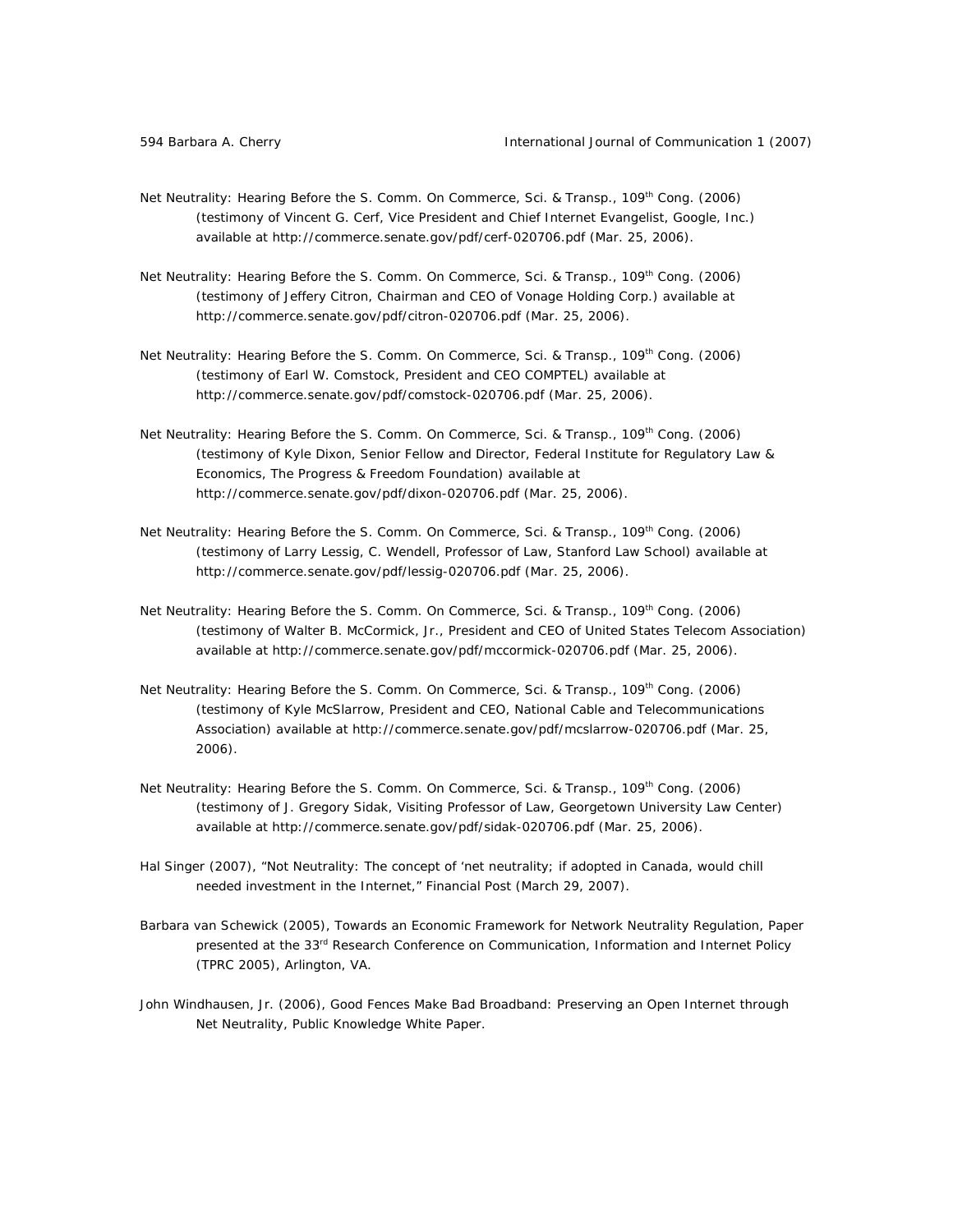Net Neutrality: Hearing Before the S. Comm. On Commerce, Sci. & Transp., 109th Cong. (2006) (testimony of Vincent G. Cerf, Vice President and Chief Internet Evangelist, Google, Inc.) available at http://commerce.senate.gov/pdf/cerf-020706.pdf (Mar. 25, 2006).

Net Neutrality: Hearing Before the S. Comm. On Commerce, Sci. & Transp., 109th Cong. (2006) (testimony of Jeffery Citron, Chairman and CEO of Vonage Holding Corp.) available at http://commerce.senate.gov/pdf/citron-020706.pdf (Mar. 25, 2006).

Net Neutrality: Hearing Before the S. Comm. On Commerce, Sci. & Transp., 109th Cong. (2006) (testimony of Earl W. Comstock, President and CEO COMPTEL) available at http://commerce.senate.gov/pdf/comstock-020706.pdf (Mar. 25, 2006).

Net Neutrality: Hearing Before the S. Comm. On Commerce, Sci. & Transp., 109th Cong. (2006) (testimony of Kyle Dixon, Senior Fellow and Director, Federal Institute for Regulatory Law & Economics, The Progress & Freedom Foundation) available at http://commerce.senate.gov/pdf/dixon-020706.pdf (Mar. 25, 2006).

Net Neutrality: Hearing Before the S. Comm. On Commerce, Sci. & Transp., 109th Cong. (2006) (testimony of Larry Lessig, C. Wendell, Professor of Law, Stanford Law School) available at http://commerce.senate.gov/pdf/lessig-020706.pdf (Mar. 25, 2006).

Net Neutrality: Hearing Before the S. Comm. On Commerce, Sci. & Transp., 109th Cong. (2006) (testimony of Walter B. McCormick, Jr., President and CEO of United States Telecom Association) available at http://commerce.senate.gov/pdf/mccormick-020706.pdf (Mar. 25, 2006).

Net Neutrality: Hearing Before the S. Comm. On Commerce, Sci. & Transp., 109th Cong. (2006) (testimony of Kyle McSlarrow, President and CEO, National Cable and Telecommunications Association) available at http://commerce.senate.gov/pdf/mcslarrow-020706.pdf (Mar. 25, 2006).

Net Neutrality: Hearing Before the S. Comm. On Commerce, Sci. & Transp., 109th Cong. (2006) (testimony of J. Gregory Sidak, Visiting Professor of Law, Georgetown University Law Center) available at http://commerce.senate.gov/pdf/sidak-020706.pdf (Mar. 25, 2006).

Hal Singer (2007), "Not Neutrality: The concept of 'net neutrality; if adopted in Canada, would chill needed investment in the Internet," Financial Post (March 29, 2007).

Barbara van Schewick (2005), Towards an Economic Framework for Network Neutrality Regulation, Paper presented at the 33rd Research Conference on Communication, Information and Internet Policy (TPRC 2005), Arlington, VA.

John Windhausen, Jr. (2006), Good Fences Make Bad Broadband: Preserving an Open Internet through Net Neutrality, Public Knowledge White Paper.